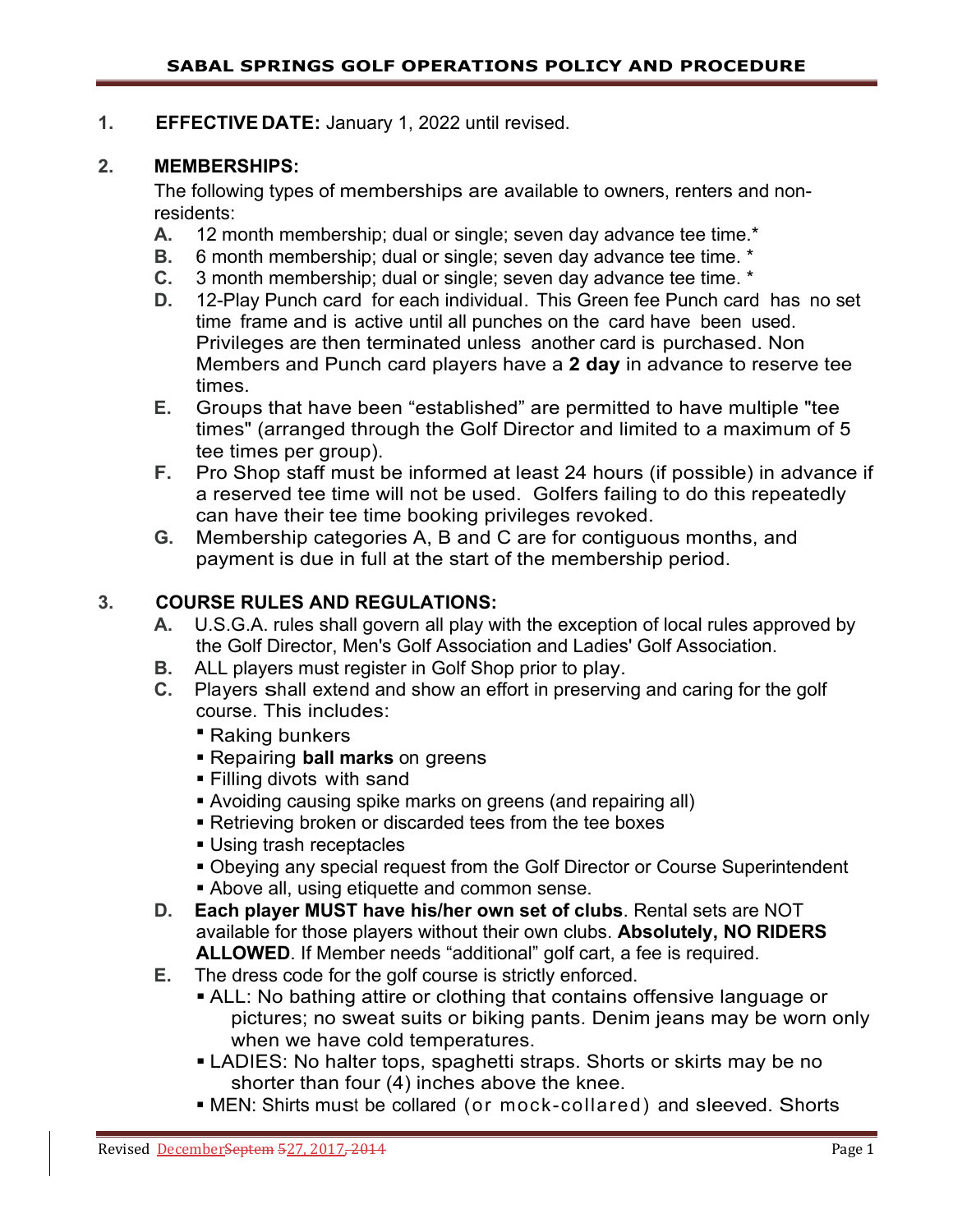# SABAL SPRINGS GOLF OPERATIONS POLICY AND PROCEDURE

**1. EFFECTIVE DATE:** January 1, 2022 until revised.

**2. MEMBERSHIPS:**

The following types of memberships are available to owners, renters and non-residents:

- **A.** 12 month membership; dual or single; seven day advance tee time.*
- **B.** 6 month membership; dual or single; seven day advance tee time. *
- **C.** 3 month membership; dual or single; seven day advance tee time. *
- **D.** 12-Play Punch card for each individual. This Green fee Punch card has no set time frame and is active until all punches on the card have been used. Privileges are then terminated unless another card is purchased. Non Members and Punch card players have a **2 day** in advance to reserve tee times.
- **E.** Groups that have been "established" are permitted to have multiple "tee times" (arranged through the Golf Director and limited to a maximum of 5 tee times per group).
- **F.** Pro Shop staff must be informed at least 24 hours (if possible) in advance if a reserved tee time will not be used. Golfers failing to do this repeatedly can have their tee time booking privileges revoked.
- **G.** Membership categories A, B and C are for contiguous months, and payment is due in full at the start of the membership period.

**3. COURSE RULES AND REGULATIONS:**

- **A.** U.S.G.A. rules shall govern all play with the exception of local rules approved by the Golf Director, Men's Golf Association and Ladies' Golf Association.
- **B.** ALL players must register in Golf Shop prior to play.
- **C.** Players shall extend and show an effort in preserving and caring for the golf course. This includes:
  - Raking bunkers
  - Repairing **ball marks** on greens
  - Filling divots with sand
  - Avoiding causing spike marks on greens (and repairing all)
  - Retrieving broken or discarded tees from the tee boxes
  - Using trash receptacles
  - Obeying any special request from the Golf Director or Course Superintendent
  - Above all, using etiquette and common sense.
- **D.** **Each player MUST have his/her own set of clubs**. Rental sets are NOT available for those players without their own clubs. **Absolutely, NO RIDERS ALLOWED**. If Member needs "additional" golf cart, a fee is required.
- **E.** The dress code for the golf course is strictly enforced.
  - ALL: No bathing attire or clothing that contains offensive language or pictures; no sweat suits or biking pants. Denim jeans may be worn only when we have cold temperatures.
  - LADIES: No halter tops, spaghetti straps. Shorts or skirts may be no shorter than four (4) inches above the knee.
  - MEN: Shirts must be collared (or mock-collared) and sleeved. Shorts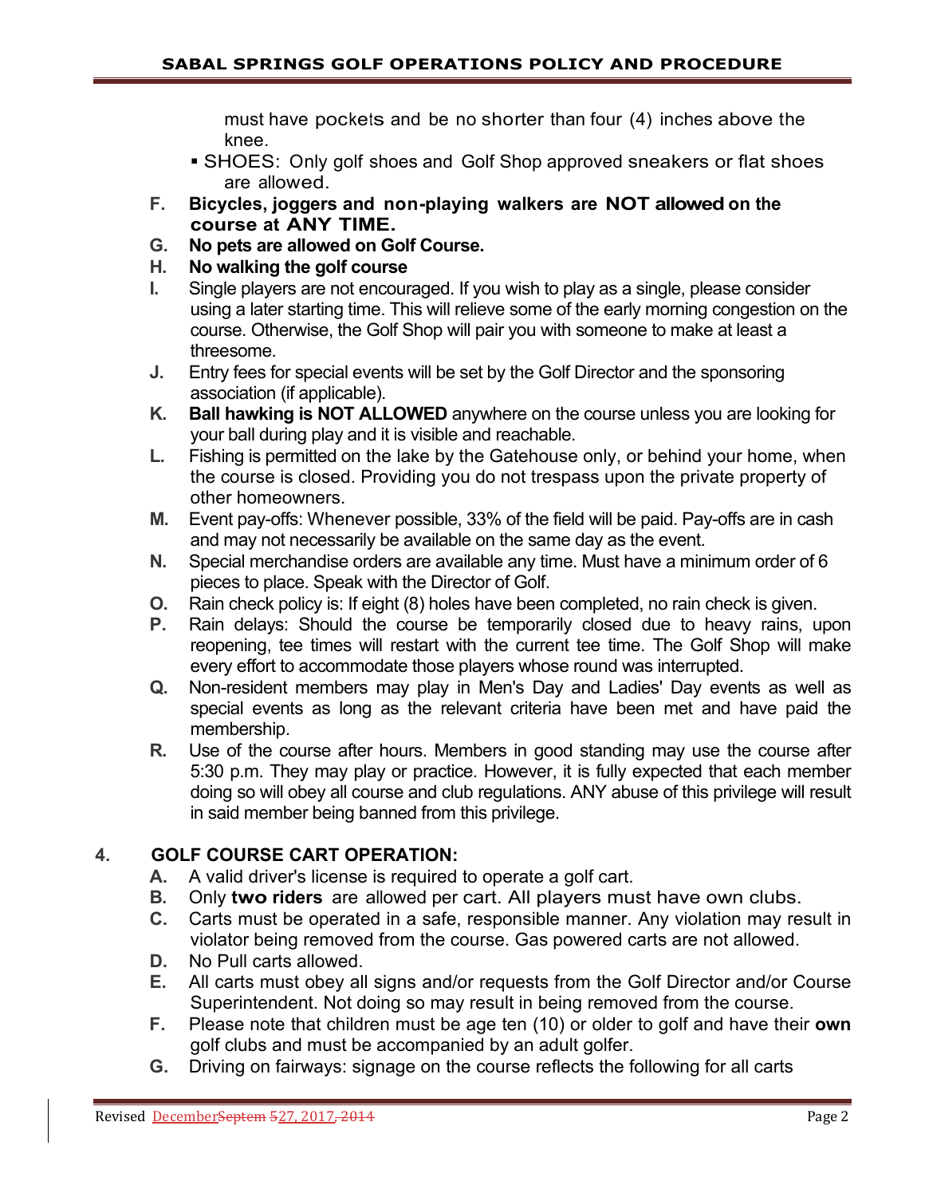must have pockets and be no shorter than four (4) inches above the knee.

- SHOES: Only golf shoes and Golf Shop approved sneakers or flat shoes are allowed.

F. **Bicycles, joggers and non-playing walkers are NOT allowed on the course at ANY TIME.**

G. **No pets are allowed on Golf Course.**

H. **No walking the golf course**

I. Single players are not encouraged. If you wish to play as a single, please consider using a later starting time. This will relieve some of the early morning congestion on the course. Otherwise, the Golf Shop will pair you with someone to make at least a threesome.

J. Entry fees for special events will be set by the Golf Director and the sponsoring association (if applicable).

K. **Ball hawking is NOT ALLOWED** anywhere on the course unless you are looking for your ball during play and it is visible and reachable.

L. Fishing is permitted on the lake by the Gatehouse only, or behind your home, when the course is closed. Providing you do not trespass upon the private property of other homeowners.

M. Event pay-offs: Whenever possible, 33% of the field will be paid. Pay-offs are in cash and may not necessarily be available on the same day as the event.

N. Special merchandise orders are available any time. Must have a minimum order of 6 pieces to place. Speak with the Director of Golf.

O. Rain check policy is: If eight (8) holes have been completed, no rain check is given.

P. Rain delays: Should the course be temporarily closed due to heavy rains, upon reopening, tee times will restart with the current tee time. The Golf Shop will make every effort to accommodate those players whose round was interrupted.

Q. Non-resident members may play in Men's Day and Ladies' Day events as well as special events as long as the relevant criteria have been met and have paid the membership.

R. Use of the course after hours. Members in good standing may use the course after 5:30 p.m. They may play or practice. However, it is fully expected that each member doing so will obey all course and club regulations. ANY abuse of this privilege will result in said member being banned from this privilege.

## 4. GOLF COURSE CART OPERATION:

A. A valid driver's license is required to operate a golf cart.

B. Only **two riders** are allowed per cart. All players must have own clubs.

C. Carts must be operated in a safe, responsible manner. Any violation may result in violator being removed from the course. Gas powered carts are not allowed.

D. No Pull carts allowed.

E. All carts must obey all signs and/or requests from the Golf Director and/or Course Superintendent. Not doing so may result in being removed from the course.

F. Please note that children must be age ten (10) or older to golf and have their **own** golf clubs and must be accompanied by an adult golfer.

G. Driving on fairways: signage on the course reflects the following for all carts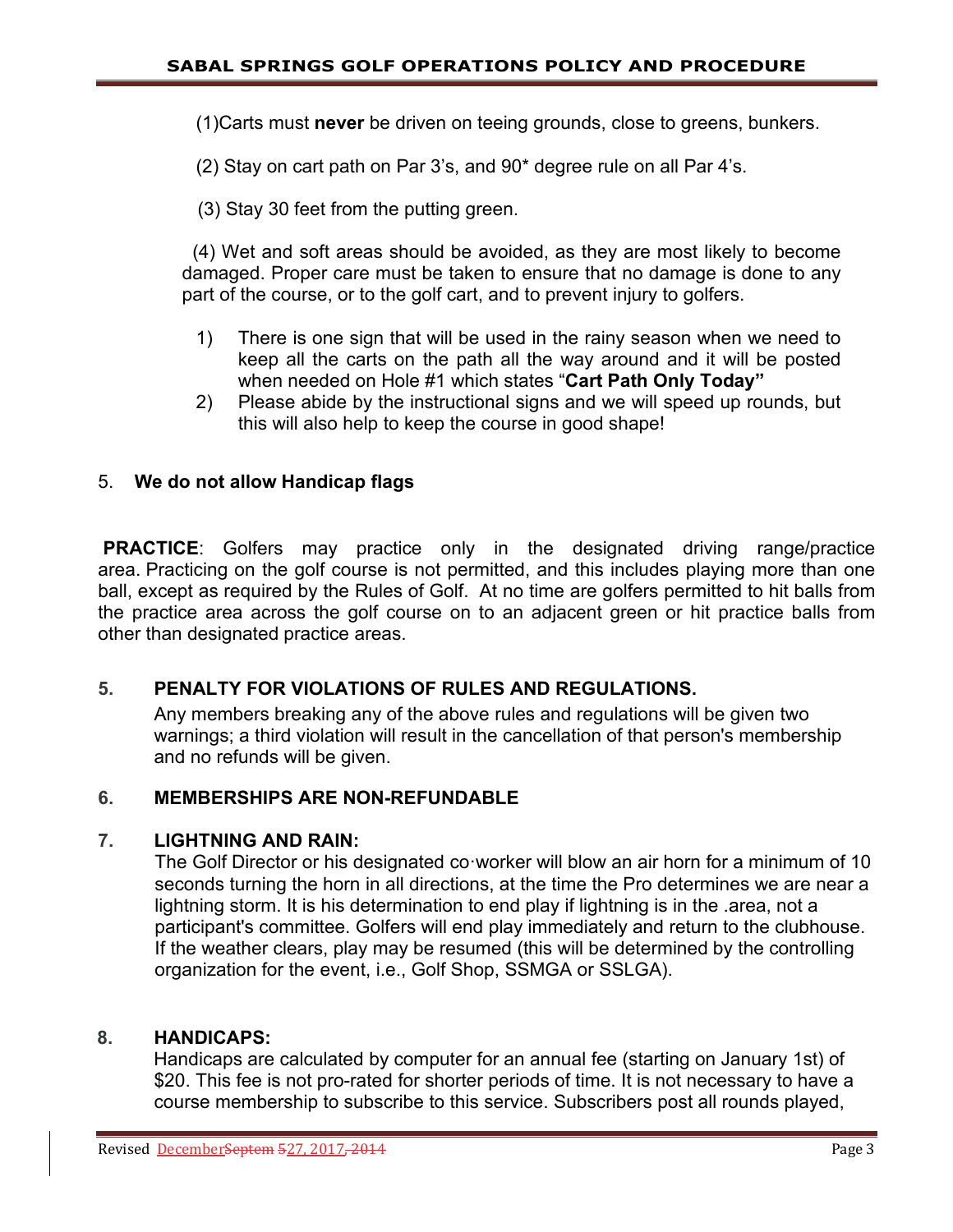(1)Carts must **never** be driven on teeing grounds, close to greens, bunkers.

(2) Stay on cart path on Par 3's, and 90* degree rule on all Par 4's.

(3) Stay 30 feet from the putting green.

(4) Wet and soft areas should be avoided, as they are most likely to become damaged. Proper care must be taken to ensure that no damage is done to any part of the course, or to the golf cart, and to prevent injury to golfers.

1) There is one sign that will be used in the rainy season when we need to keep all the carts on the path all the way around and it will be posted when needed on Hole #1 which states "**Cart Path Only Today"**
2) Please abide by the instructional signs and we will speed up rounds, but this will also help to keep the course in good shape!

5. **We do not allow Handicap flags**

**PRACTICE**: Golfers may practice only in the designated driving range/practice area. Practicing on the golf course is not permitted, and this includes playing more than one ball, except as required by the Rules of Golf. At no time are golfers permitted to hit balls from the practice area across the golf course on to an adjacent green or hit practice balls from other than designated practice areas.

**5. PENALTY FOR VIOLATIONS OF RULES AND REGULATIONS.**

Any members breaking any of the above rules and regulations will be given two warnings; a third violation will result in the cancellation of that person's membership and no refunds will be given.

**6. MEMBERSHIPS ARE NON-REFUNDABLE**

**7. LIGHTNING AND RAIN:**

The Golf Director or his designated co·worker will blow an air horn for a minimum of 10 seconds turning the horn in all directions, at the time the Pro determines we are near a lightning storm. It is his determination to end play if lightning is in the .area, not a participant's committee. Golfers will end play immediately and return to the clubhouse. If the weather clears, play may be resumed (this will be determined by the controlling organization for the event, i.e., Golf Shop, SSMGA or SSLGA).

**8. HANDICAPS:**

Handicaps are calculated by computer for an annual fee (starting on January 1st) of $20. This fee is not pro-rated for shorter periods of time. It is not necessary to have a course membership to subscribe to this service. Subscribers post all rounds played,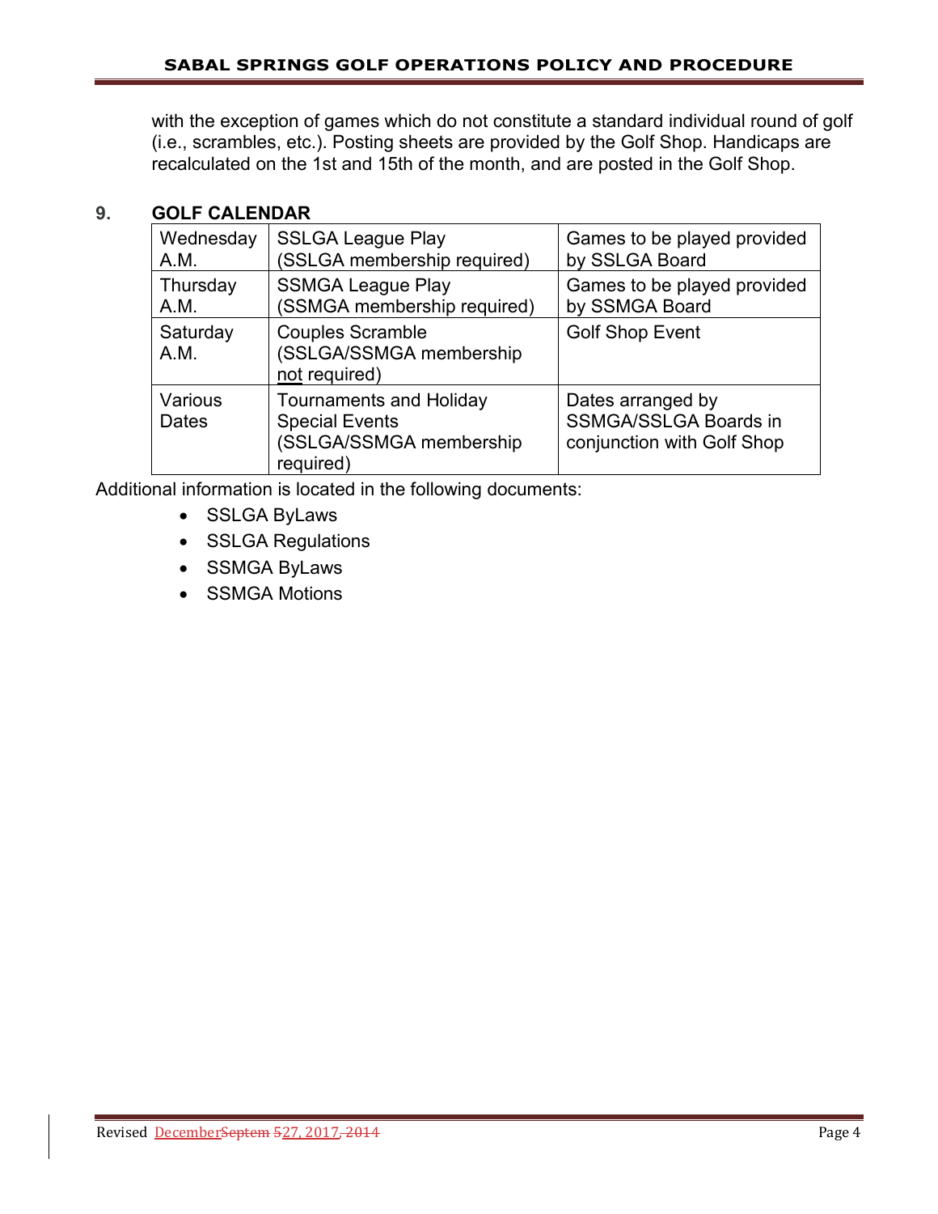with the exception of games which do not constitute a standard individual round of golf (i.e., scrambles, etc.). Posting sheets are provided by the Golf Shop. Handicaps are recalculated on the 1st and 15th of the month, and are posted in the Golf Shop.

## 9. GOLF CALENDAR

| | | |
|---|---|---|
| Wednesday A.M. | SSLGA League Play (SSLGA membership required) | Games to be played provided by SSLGA Board |
| Thursday A.M. | SSMGA League Play (SSMGA membership required) | Games to be played provided by SSMGA Board |
| Saturday A.M. | Couples Scramble (SSLGA/SSMGA membership not required) | Golf Shop Event |
| Various Dates | Tournaments and Holiday Special Events (SSLGA/SSMGA membership required) | Dates arranged by SSMGA/SSLGA Boards in conjunction with Golf Shop |

Additional information is located in the following documents:

- SSLGA ByLaws
- SSLGA Regulations
- SSMGA ByLaws
- SSMGA Motions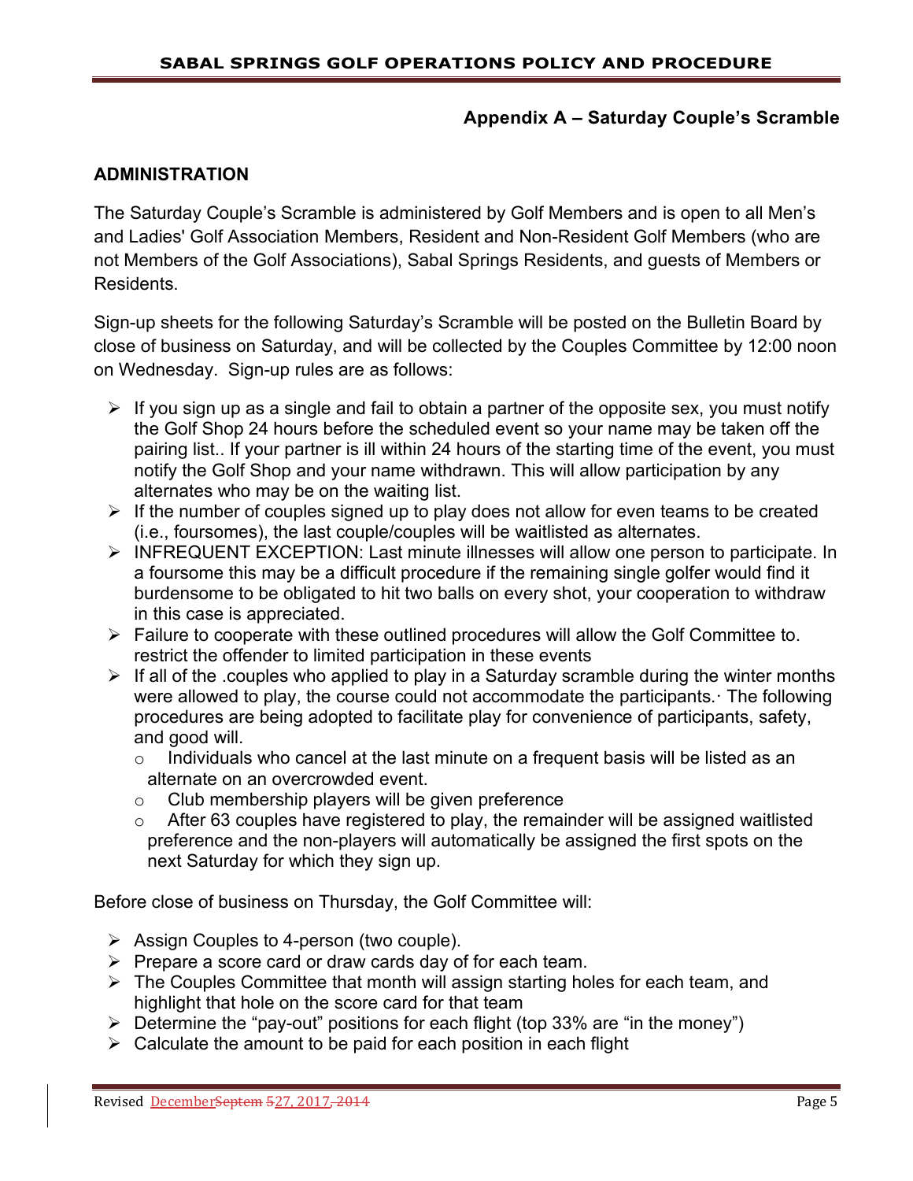## Appendix A – Saturday Couple's Scramble

### ADMINISTRATION

The Saturday Couple's Scramble is administered by Golf Members and is open to all Men's and Ladies' Golf Association Members, Resident and Non-Resident Golf Members (who are not Members of the Golf Associations), Sabal Springs Residents, and guests of Members or Residents.

Sign-up sheets for the following Saturday's Scramble will be posted on the Bulletin Board by close of business on Saturday, and will be collected by the Couples Committee by 12:00 noon on Wednesday. Sign-up rules are as follows:

- If you sign up as a single and fail to obtain a partner of the opposite sex, you must notify the Golf Shop 24 hours before the scheduled event so your name may be taken off the pairing list.. If your partner is ill within 24 hours of the starting time of the event, you must notify the Golf Shop and your name withdrawn. This will allow participation by any alternates who may be on the waiting list.
- If the number of couples signed up to play does not allow for even teams to be created (i.e., foursomes), the last couple/couples will be waitlisted as alternates.
- INFREQUENT EXCEPTION: Last minute illnesses will allow one person to participate. In a foursome this may be a difficult procedure if the remaining single golfer would find it burdensome to be obligated to hit two balls on every shot, your cooperation to withdraw in this case is appreciated.
- Failure to cooperate with these outlined procedures will allow the Golf Committee to. restrict the offender to limited participation in these events
- If all of the .couples who applied to play in a Saturday scramble during the winter months were allowed to play, the course could not accommodate the participants.· The following procedures are being adopted to facilitate play for convenience of participants, safety, and good will.
  - Individuals who cancel at the last minute on a frequent basis will be listed as an alternate on an overcrowded event.
  - Club membership players will be given preference
  - After 63 couples have registered to play, the remainder will be assigned waitlisted preference and the non-players will automatically be assigned the first spots on the next Saturday for which they sign up.

Before close of business on Thursday, the Golf Committee will:

- Assign Couples to 4-person (two couple).
- Prepare a score card or draw cards day of for each team.
- The Couples Committee that month will assign starting holes for each team, and highlight that hole on the score card for that team
- Determine the "pay-out" positions for each flight (top 33% are "in the money")
- Calculate the amount to be paid for each position in each flight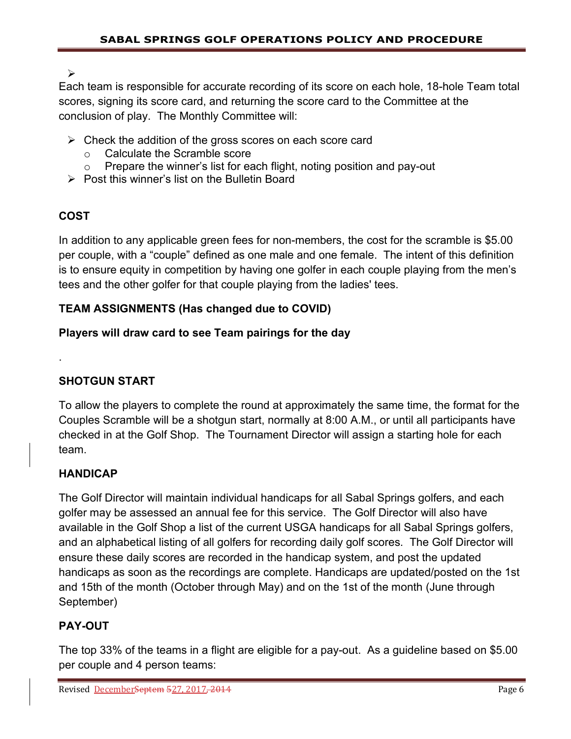Each team is responsible for accurate recording of its score on each hole, 18-hole Team total scores, signing its score card, and returning the score card to the Committee at the conclusion of play. The Monthly Committee will:

- Check the addition of the gross scores on each score card
  - Calculate the Scramble score
  - Prepare the winner's list for each flight, noting position and pay-out
- Post this winner's list on the Bulletin Board

## COST

In addition to any applicable green fees for non-members, the cost for the scramble is $5.00 per couple, with a "couple" defined as one male and one female. The intent of this definition is to ensure equity in competition by having one golfer in each couple playing from the men's tees and the other golfer for that couple playing from the ladies' tees.

## TEAM ASSIGNMENTS (Has changed due to COVID)

**Players will draw card to see Team pairings for the day**

.

## SHOTGUN START

To allow the players to complete the round at approximately the same time, the format for the Couples Scramble will be a shotgun start, normally at 8:00 A.M., or until all participants have checked in at the Golf Shop. The Tournament Director will assign a starting hole for each team.

## HANDICAP

The Golf Director will maintain individual handicaps for all Sabal Springs golfers, and each golfer may be assessed an annual fee for this service. The Golf Director will also have available in the Golf Shop a list of the current USGA handicaps for all Sabal Springs golfers, and an alphabetical listing of all golfers for recording daily golf scores. The Golf Director will ensure these daily scores are recorded in the handicap system, and post the updated handicaps as soon as the recordings are complete. Handicaps are updated/posted on the 1st and 15th of the month (October through May) and on the 1st of the month (June through September)

## PAY-OUT

The top 33% of the teams in a flight are eligible for a pay-out. As a guideline based on $5.00 per couple and 4 person teams: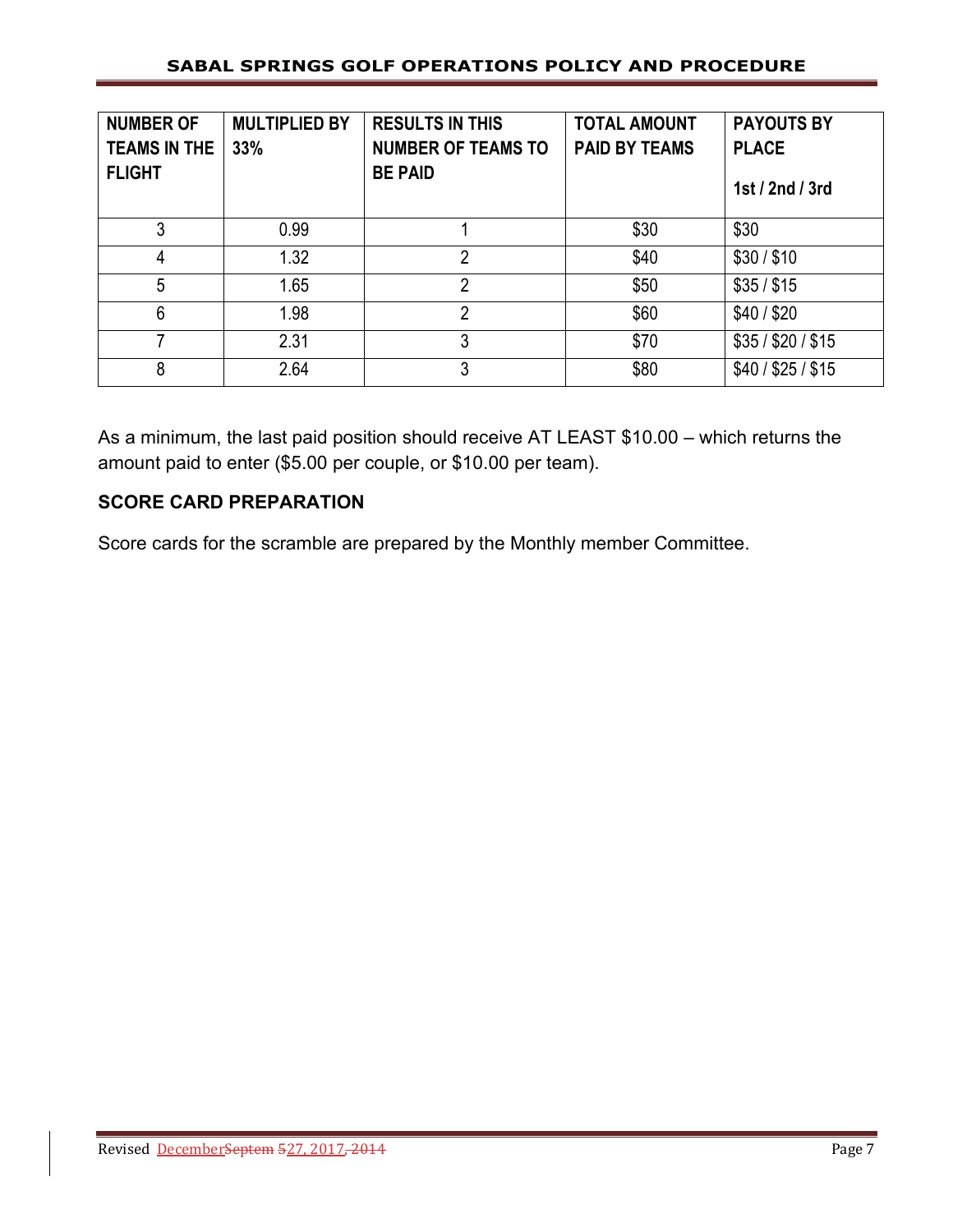| NUMBER OF TEAMS IN THE FLIGHT | MULTIPLIED BY 33% | RESULTS IN THIS NUMBER OF TEAMS TO BE PAID | TOTAL AMOUNT PAID BY TEAMS | PAYOUTS BY PLACE 1st / 2nd / 3rd |
|---|---|---|---|---|
| 3 | 0.99 | 1 | $30 | $30 |
| 4 | 1.32 | 2 | $40 | $30 / $10 |
| 5 | 1.65 | 2 | $50 | $35 / $15 |
| 6 | 1.98 | 2 | $60 | $40 / $20 |
| 7 | 2.31 | 3 | $70 | $35 / $20 / $15 |
| 8 | 2.64 | 3 | $80 | $40 / $25 / $15 |

As a minimum, the last paid position should receive AT LEAST $10.00 – which returns the amount paid to enter ($5.00 per couple, or $10.00 per team).

**SCORE CARD PREPARATION**

Score cards for the scramble are prepared by the Monthly member Committee.